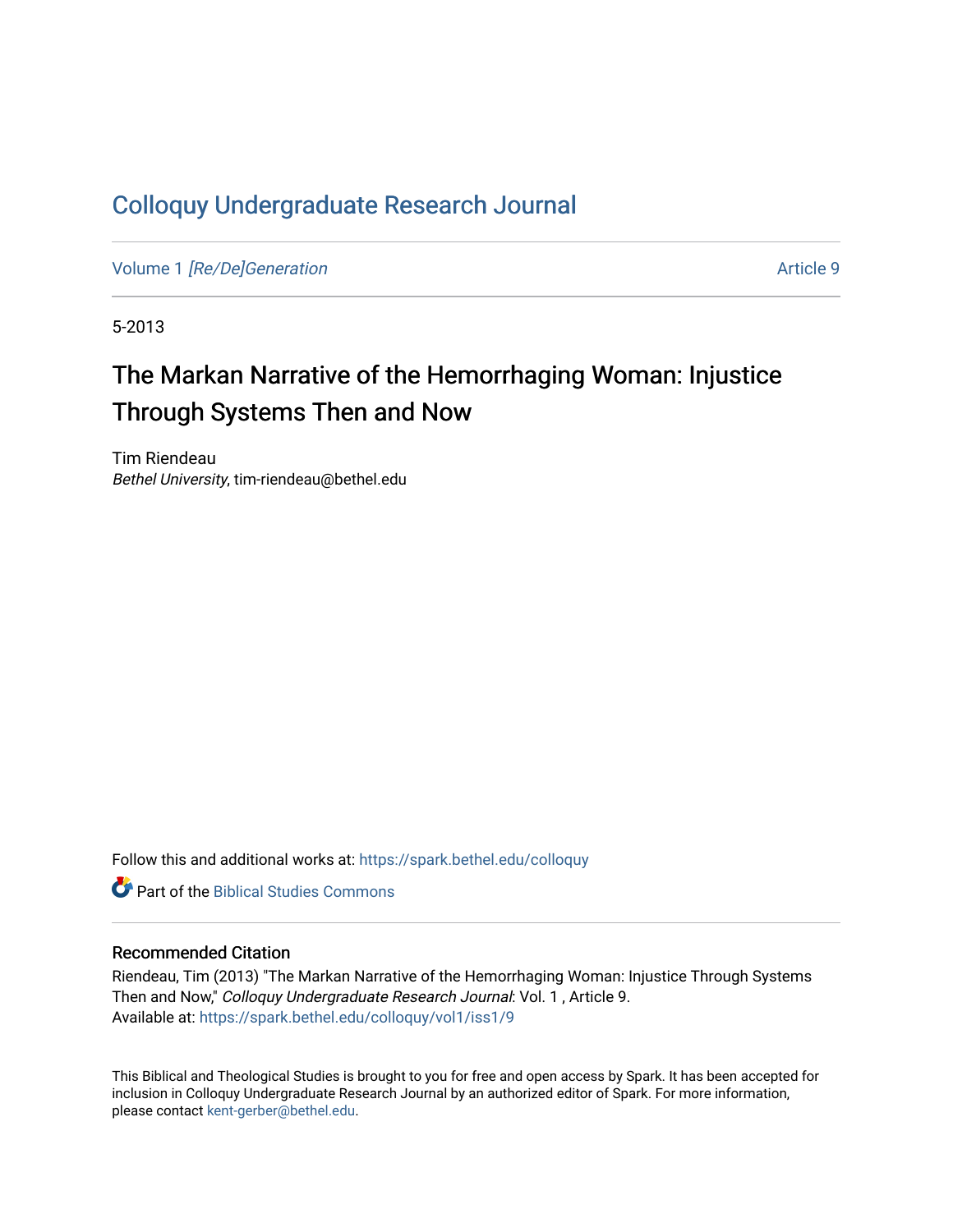# Colloquy Undergraduate Research Journal

Volume 1 *[Re/De]Generation* Article 9

5-2013

## The Markan Narrative of the Hemorrhaging Woman: Injustice Through Systems Then and Now

Tim Riendeau
*Bethel University*, tim-riendeau@bethel.edu

Follow this and additional works at: https://spark.bethel.edu/colloquy

Part of the Biblical Studies Commons

### Recommended Citation

Riendeau, Tim (2013) "The Markan Narrative of the Hemorrhaging Woman: Injustice Through Systems Then and Now," *Colloquy Undergraduate Research Journal*: Vol. 1 , Article 9.
Available at: https://spark.bethel.edu/colloquy/vol1/iss1/9

This Biblical and Theological Studies is brought to you for free and open access by Spark. It has been accepted for inclusion in Colloquy Undergraduate Research Journal by an authorized editor of Spark. For more information, please contact kent-gerber@bethel.edu.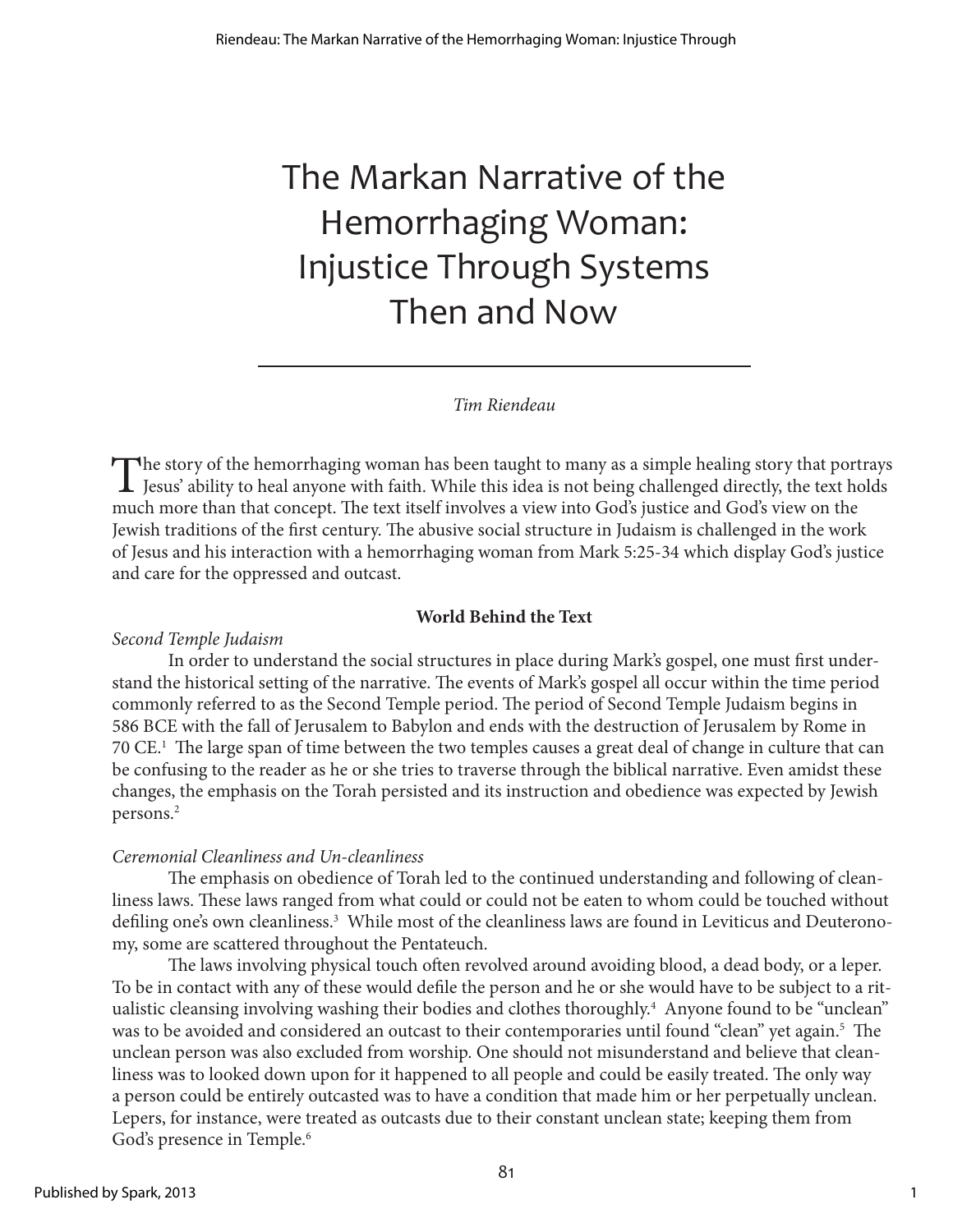# The Markan Narrative of the Hemorrhaging Woman: Injustice Through Systems Then and Now

*Tim Riendeau*

The story of the hemorrhaging woman has been taught to many as a simple healing story that portrays Jesus' ability to heal anyone with faith. While this idea is not being challenged directly, the text holds much more than that concept. The text itself involves a view into God's justice and God's view on the Jewish traditions of the first century. The abusive social structure in Judaism is challenged in the work of Jesus and his interaction with a hemorrhaging woman from Mark 5:25-34 which display God's justice and care for the oppressed and outcast.

## World Behind the Text

### *Second Temple Judaism*

In order to understand the social structures in place during Mark's gospel, one must first understand the historical setting of the narrative. The events of Mark's gospel all occur within the time period commonly referred to as the Second Temple period. The period of Second Temple Judaism begins in 586 BCE with the fall of Jerusalem to Babylon and ends with the destruction of Jerusalem by Rome in 70 CE.[1] The large span of time between the two temples causes a great deal of change in culture that can be confusing to the reader as he or she tries to traverse through the biblical narrative. Even amidst these changes, the emphasis on the Torah persisted and its instruction and obedience was expected by Jewish persons.[2]

### *Ceremonial Cleanliness and Un-cleanliness*

The emphasis on obedience of Torah led to the continued understanding and following of cleanliness laws. These laws ranged from what could or could not be eaten to whom could be touched without defiling one's own cleanliness.[3] While most of the cleanliness laws are found in Leviticus and Deuteronomy, some are scattered throughout the Pentateuch.

The laws involving physical touch often revolved around avoiding blood, a dead body, or a leper. To be in contact with any of these would defile the person and he or she would have to be subject to a ritualistic cleansing involving washing their bodies and clothes thoroughly.[4] Anyone found to be "unclean" was to be avoided and considered an outcast to their contemporaries until found "clean" yet again.[5] The unclean person was also excluded from worship. One should not misunderstand and believe that cleanliness was to looked down upon for it happened to all people and could be easily treated. The only way a person could be entirely outcasted was to have a condition that made him or her perpetually unclean. Lepers, for instance, were treated as outcasts due to their constant unclean state; keeping them from God's presence in Temple.[6]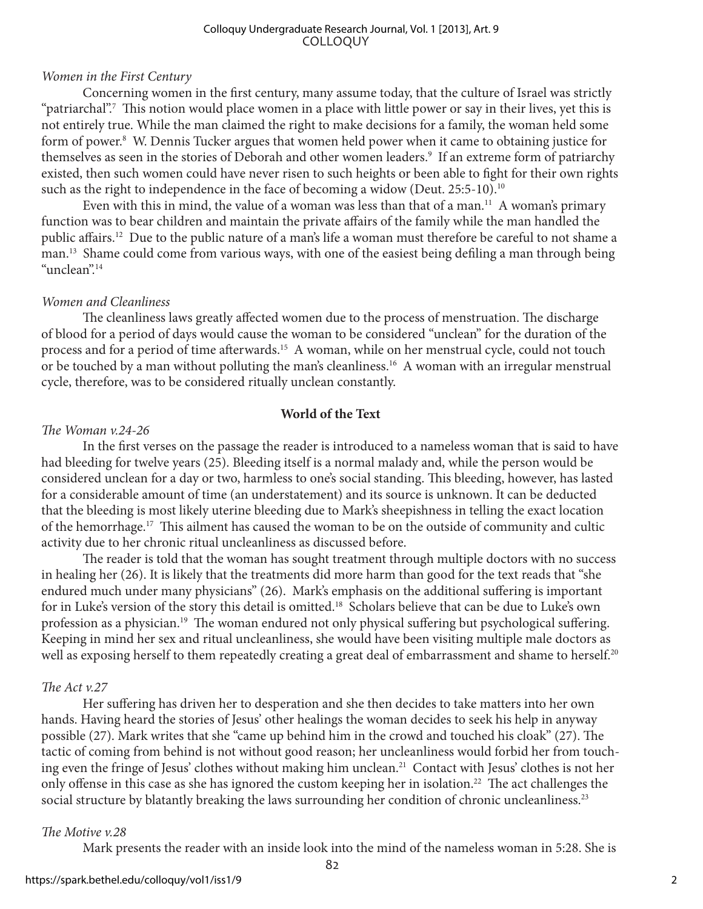*Women in the First Century*

Concerning women in the first century, many assume today, that the culture of Israel was strictly "patriarchal".[7] This notion would place women in a place with little power or say in their lives, yet this is not entirely true. While the man claimed the right to make decisions for a family, the woman held some form of power.[8] W. Dennis Tucker argues that women held power when it came to obtaining justice for themselves as seen in the stories of Deborah and other women leaders.[9] If an extreme form of patriarchy existed, then such women could have never risen to such heights or been able to fight for their own rights such as the right to independence in the face of becoming a widow (Deut. 25:5-10).[10]

Even with this in mind, the value of a woman was less than that of a man.[11] A woman's primary function was to bear children and maintain the private affairs of the family while the man handled the public affairs.[12] Due to the public nature of a man's life a woman must therefore be careful to not shame a man.[13] Shame could come from various ways, with one of the easiest being defiling a man through being "unclean".[14]

*Women and Cleanliness*

The cleanliness laws greatly affected women due to the process of menstruation. The discharge of blood for a period of days would cause the woman to be considered "unclean" for the duration of the process and for a period of time afterwards.[15] A woman, while on her menstrual cycle, could not touch or be touched by a man without polluting the man's cleanliness.[16] A woman with an irregular menstrual cycle, therefore, was to be considered ritually unclean constantly.

## World of the Text

*The Woman v.24-26*

In the first verses on the passage the reader is introduced to a nameless woman that is said to have had bleeding for twelve years (25). Bleeding itself is a normal malady and, while the person would be considered unclean for a day or two, harmless to one's social standing. This bleeding, however, has lasted for a considerable amount of time (an understatement) and its source is unknown. It can be deducted that the bleeding is most likely uterine bleeding due to Mark's sheepishness in telling the exact location of the hemorrhage.[17] This ailment has caused the woman to be on the outside of community and cultic activity due to her chronic ritual uncleanliness as discussed before.

The reader is told that the woman has sought treatment through multiple doctors with no success in healing her (26). It is likely that the treatments did more harm than good for the text reads that "she endured much under many physicians" (26). Mark's emphasis on the additional suffering is important for in Luke's version of the story this detail is omitted.[18] Scholars believe that can be due to Luke's own profession as a physician.[19] The woman endured not only physical suffering but psychological suffering. Keeping in mind her sex and ritual uncleanliness, she would have been visiting multiple male doctors as well as exposing herself to them repeatedly creating a great deal of embarrassment and shame to herself.[20]

*The Act v.27*

Her suffering has driven her to desperation and she then decides to take matters into her own hands. Having heard the stories of Jesus' other healings the woman decides to seek his help in anyway possible (27). Mark writes that she "came up behind him in the crowd and touched his cloak" (27). The tactic of coming from behind is not without good reason; her uncleanliness would forbid her from touching even the fringe of Jesus' clothes without making him unclean.[21] Contact with Jesus' clothes is not her only offense in this case as she has ignored the custom keeping her in isolation.[22] The act challenges the social structure by blatantly breaking the laws surrounding her condition of chronic uncleanliness.[23]

*The Motive v.28*

Mark presents the reader with an inside look into the mind of the nameless woman in 5:28. She is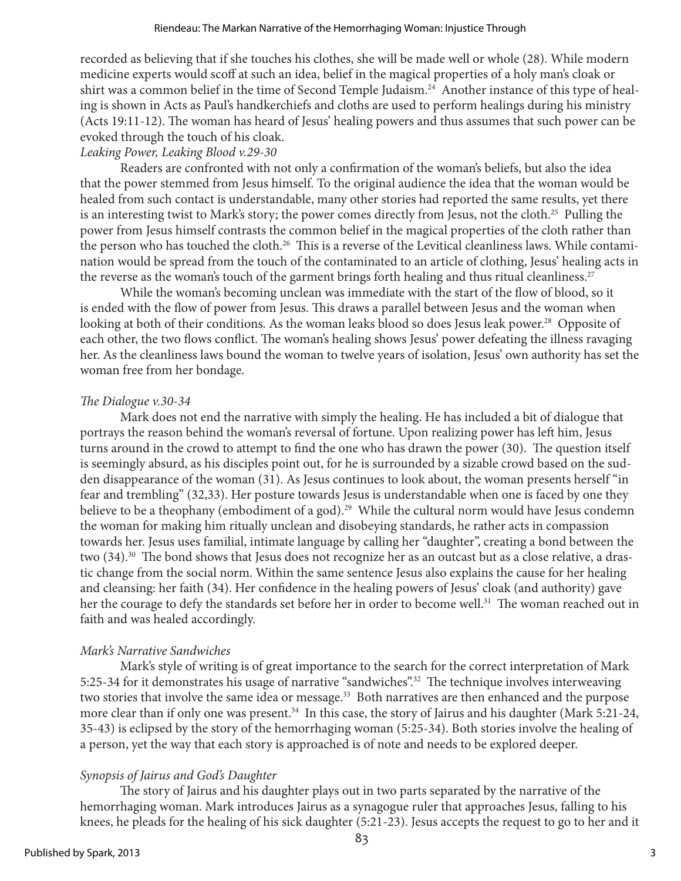recorded as believing that if she touches his clothes, she will be made well or whole (28). While modern medicine experts would scoff at such an idea, belief in the magical properties of a holy man's cloak or shirt was a common belief in the time of Second Temple Judaism.[24] Another instance of this type of healing is shown in Acts as Paul's handkerchiefs and cloths are used to perform healings during his ministry (Acts 19:11-12). The woman has heard of Jesus' healing powers and thus assumes that such power can be evoked through the touch of his cloak.

*Leaking Power, Leaking Blood v.29-30*

Readers are confronted with not only a confirmation of the woman's beliefs, but also the idea that the power stemmed from Jesus himself. To the original audience the idea that the woman would be healed from such contact is understandable, many other stories had reported the same results, yet there is an interesting twist to Mark's story; the power comes directly from Jesus, not the cloth.[25] Pulling the power from Jesus himself contrasts the common belief in the magical properties of the cloth rather than the person who has touched the cloth.[26] This is a reverse of the Levitical cleanliness laws. While contamination would be spread from the touch of the contaminated to an article of clothing, Jesus' healing acts in the reverse as the woman's touch of the garment brings forth healing and thus ritual cleanliness.[27]

While the woman's becoming unclean was immediate with the start of the flow of blood, so it is ended with the flow of power from Jesus. This draws a parallel between Jesus and the woman when looking at both of their conditions. As the woman leaks blood so does Jesus leak power.[28] Opposite of each other, the two flows conflict. The woman's healing shows Jesus' power defeating the illness ravaging her. As the cleanliness laws bound the woman to twelve years of isolation, Jesus' own authority has set the woman free from her bondage.

*The Dialogue v.30-34*

Mark does not end the narrative with simply the healing. He has included a bit of dialogue that portrays the reason behind the woman's reversal of fortune. Upon realizing power has left him, Jesus turns around in the crowd to attempt to find the one who has drawn the power (30). The question itself is seemingly absurd, as his disciples point out, for he is surrounded by a sizable crowd based on the sudden disappearance of the woman (31). As Jesus continues to look about, the woman presents herself "in fear and trembling" (32,33). Her posture towards Jesus is understandable when one is faced by one they believe to be a theophany (embodiment of a god).[29] While the cultural norm would have Jesus condemn the woman for making him ritually unclean and disobeying standards, he rather acts in compassion towards her. Jesus uses familial, intimate language by calling her "daughter", creating a bond between the two (34).[30] The bond shows that Jesus does not recognize her as an outcast but as a close relative, a drastic change from the social norm. Within the same sentence Jesus also explains the cause for her healing and cleansing: her faith (34). Her confidence in the healing powers of Jesus' cloak (and authority) gave her the courage to defy the standards set before her in order to become well.[31] The woman reached out in faith and was healed accordingly.

*Mark's Narrative Sandwiches*

Mark's style of writing is of great importance to the search for the correct interpretation of Mark 5:25-34 for it demonstrates his usage of narrative "sandwiches".[32] The technique involves interweaving two stories that involve the same idea or message.[33] Both narratives are then enhanced and the purpose more clear than if only one was present.[34] In this case, the story of Jairus and his daughter (Mark 5:21-24, 35-43) is eclipsed by the story of the hemorrhaging woman (5:25-34). Both stories involve the healing of a person, yet the way that each story is approached is of note and needs to be explored deeper.

*Synopsis of Jairus and God's Daughter*

The story of Jairus and his daughter plays out in two parts separated by the narrative of the hemorrhaging woman. Mark introduces Jairus as a synagogue ruler that approaches Jesus, falling to his knees, he pleads for the healing of his sick daughter (5:21-23). Jesus accepts the request to go to her and it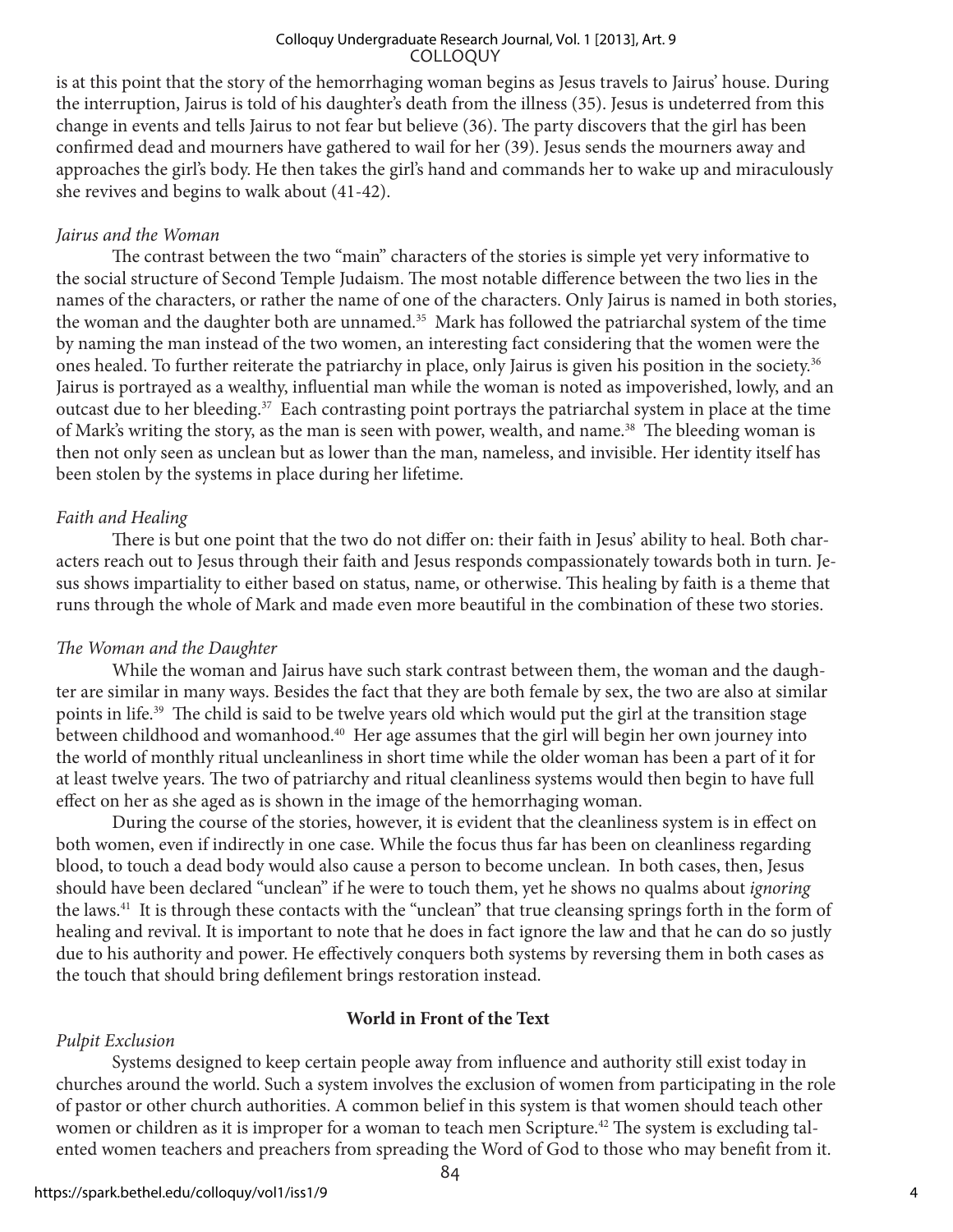is at this point that the story of the hemorrhaging woman begins as Jesus travels to Jairus' house. During the interruption, Jairus is told of his daughter's death from the illness (35). Jesus is undeterred from this change in events and tells Jairus to not fear but believe (36). The party discovers that the girl has been confirmed dead and mourners have gathered to wail for her (39). Jesus sends the mourners away and approaches the girl's body. He then takes the girl's hand and commands her to wake up and miraculously she revives and begins to walk about (41-42).

*Jairus and the Woman*

The contrast between the two "main" characters of the stories is simple yet very informative to the social structure of Second Temple Judaism. The most notable difference between the two lies in the names of the characters, or rather the name of one of the characters. Only Jairus is named in both stories, the woman and the daughter both are unnamed.[35] Mark has followed the patriarchal system of the time by naming the man instead of the two women, an interesting fact considering that the women were the ones healed. To further reiterate the patriarchy in place, only Jairus is given his position in the society.[36] Jairus is portrayed as a wealthy, influential man while the woman is noted as impoverished, lowly, and an outcast due to her bleeding.[37] Each contrasting point portrays the patriarchal system in place at the time of Mark's writing the story, as the man is seen with power, wealth, and name.[38] The bleeding woman is then not only seen as unclean but as lower than the man, nameless, and invisible. Her identity itself has been stolen by the systems in place during her lifetime.

*Faith and Healing*

There is but one point that the two do not differ on: their faith in Jesus' ability to heal. Both characters reach out to Jesus through their faith and Jesus responds compassionately towards both in turn. Jesus shows impartiality to either based on status, name, or otherwise. This healing by faith is a theme that runs through the whole of Mark and made even more beautiful in the combination of these two stories.

*The Woman and the Daughter*

While the woman and Jairus have such stark contrast between them, the woman and the daughter are similar in many ways. Besides the fact that they are both female by sex, the two are also at similar points in life.[39] The child is said to be twelve years old which would put the girl at the transition stage between childhood and womanhood.[40] Her age assumes that the girl will begin her own journey into the world of monthly ritual uncleanliness in short time while the older woman has been a part of it for at least twelve years. The two of patriarchy and ritual cleanliness systems would then begin to have full effect on her as she aged as is shown in the image of the hemorrhaging woman.

During the course of the stories, however, it is evident that the cleanliness system is in effect on both women, even if indirectly in one case. While the focus thus far has been on cleanliness regarding blood, to touch a dead body would also cause a person to become unclean. In both cases, then, Jesus should have been declared "unclean" if he were to touch them, yet he shows no qualms about *ignoring* the laws.[41] It is through these contacts with the "unclean" that true cleansing springs forth in the form of healing and revival. It is important to note that he does in fact ignore the law and that he can do so justly due to his authority and power. He effectively conquers both systems by reversing them in both cases as the touch that should bring defilement brings restoration instead.

## World in Front of the Text

*Pulpit Exclusion*

Systems designed to keep certain people away from influence and authority still exist today in churches around the world. Such a system involves the exclusion of women from participating in the role of pastor or other church authorities. A common belief in this system is that women should teach other women or children as it is improper for a woman to teach men Scripture.[42] The system is excluding talented women teachers and preachers from spreading the Word of God to those who may benefit from it.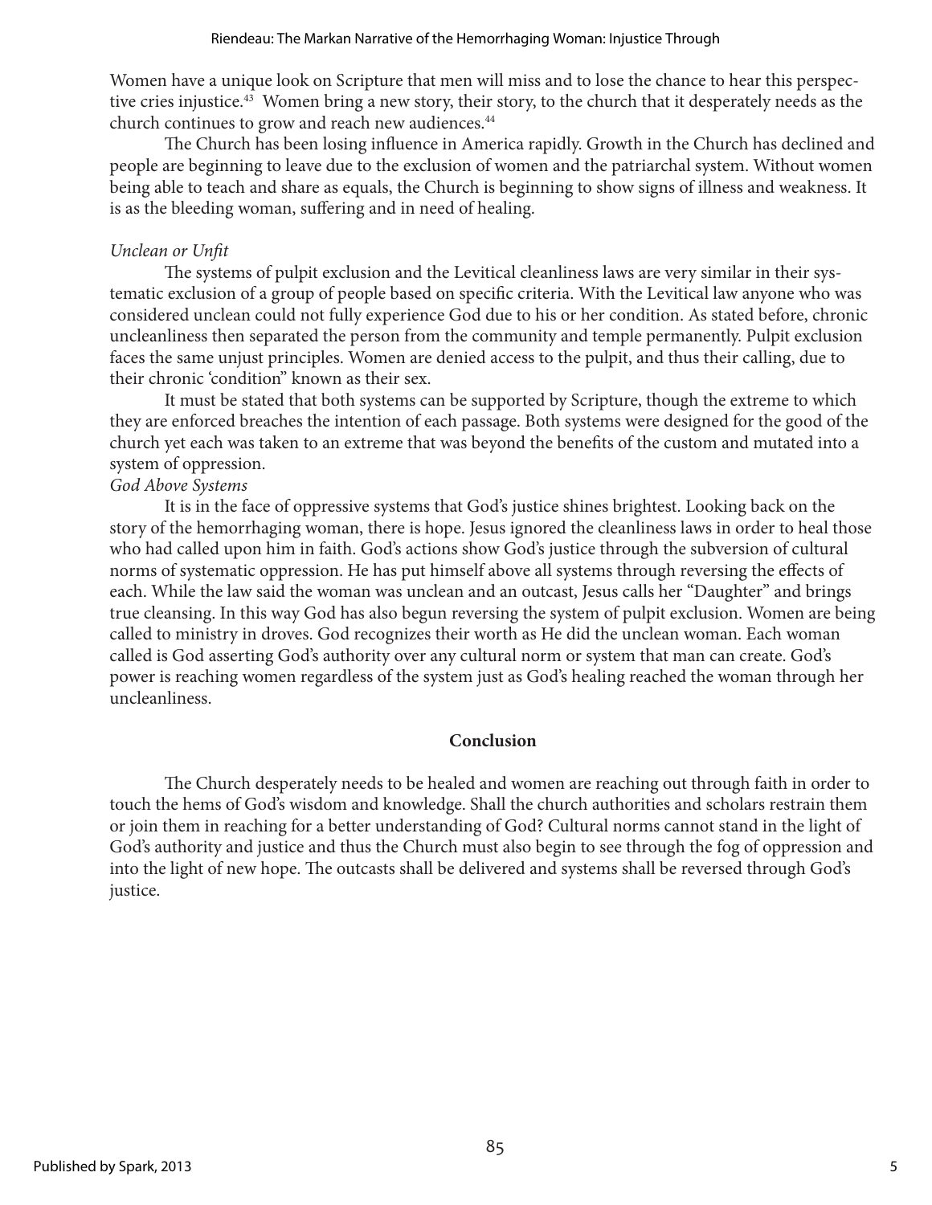Women have a unique look on Scripture that men will miss and to lose the chance to hear this perspective cries injustice.[43] Women bring a new story, their story, to the church that it desperately needs as the church continues to grow and reach new audiences.[44]

The Church has been losing influence in America rapidly. Growth in the Church has declined and people are beginning to leave due to the exclusion of women and the patriarchal system. Without women being able to teach and share as equals, the Church is beginning to show signs of illness and weakness. It is as the bleeding woman, suffering and in need of healing.

*Unclean or Unfit*

The systems of pulpit exclusion and the Levitical cleanliness laws are very similar in their systematic exclusion of a group of people based on specific criteria. With the Levitical law anyone who was considered unclean could not fully experience God due to his or her condition. As stated before, chronic uncleanliness then separated the person from the community and temple permanently. Pulpit exclusion faces the same unjust principles. Women are denied access to the pulpit, and thus their calling, due to their chronic 'condition" known as their sex.

It must be stated that both systems can be supported by Scripture, though the extreme to which they are enforced breaches the intention of each passage. Both systems were designed for the good of the church yet each was taken to an extreme that was beyond the benefits of the custom and mutated into a system of oppression.

*God Above Systems*

It is in the face of oppressive systems that God's justice shines brightest. Looking back on the story of the hemorrhaging woman, there is hope. Jesus ignored the cleanliness laws in order to heal those who had called upon him in faith. God's actions show God's justice through the subversion of cultural norms of systematic oppression. He has put himself above all systems through reversing the effects of each. While the law said the woman was unclean and an outcast, Jesus calls her "Daughter" and brings true cleansing. In this way God has also begun reversing the system of pulpit exclusion. Women are being called to ministry in droves. God recognizes their worth as He did the unclean woman. Each woman called is God asserting God's authority over any cultural norm or system that man can create. God's power is reaching women regardless of the system just as God's healing reached the woman through her uncleanliness.

## Conclusion

The Church desperately needs to be healed and women are reaching out through faith in order to touch the hems of God's wisdom and knowledge. Shall the church authorities and scholars restrain them or join them in reaching for a better understanding of God? Cultural norms cannot stand in the light of God's authority and justice and thus the Church must also begin to see through the fog of oppression and into the light of new hope. The outcasts shall be delivered and systems shall be reversed through God's justice.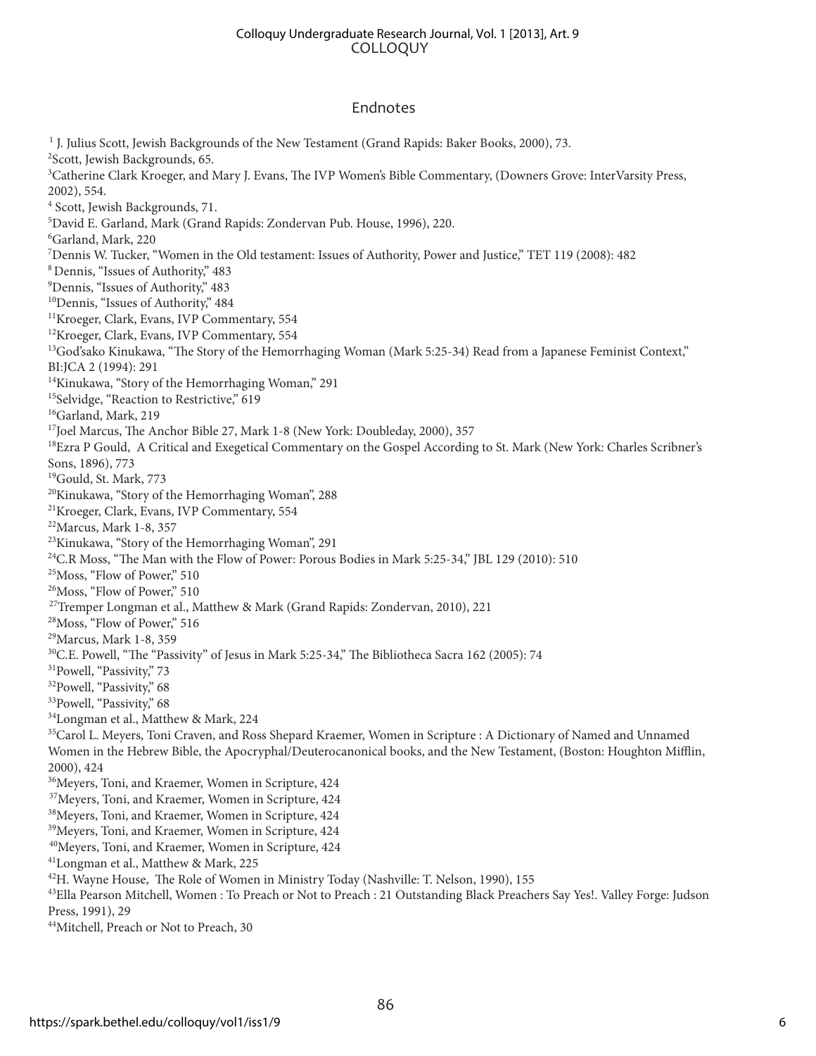## Endnotes

[1] J. Julius Scott, Jewish Backgrounds of the New Testament (Grand Rapids: Baker Books, 2000), 73.
[2]Scott, Jewish Backgrounds, 65.
[3]Catherine Clark Kroeger, and Mary J. Evans, The IVP Women's Bible Commentary, (Downers Grove: InterVarsity Press, 2002), 554.
[4] Scott, Jewish Backgrounds, 71.
[5]David E. Garland, Mark (Grand Rapids: Zondervan Pub. House, 1996), 220.
[6]Garland, Mark, 220
[7]Dennis W. Tucker, "Women in the Old testament: Issues of Authority, Power and Justice," TET 119 (2008): 482
[8] Dennis, "Issues of Authority," 483
[9]Dennis, "Issues of Authority," 483
[10]Dennis, "Issues of Authority," 484
[11]Kroeger, Clark, Evans, IVP Commentary, 554
[12]Kroeger, Clark, Evans, IVP Commentary, 554
[13]God'sako Kinukawa, "The Story of the Hemorrhaging Woman (Mark 5:25-34) Read from a Japanese Feminist Context," BI:JCA 2 (1994): 291
[14]Kinukawa, "Story of the Hemorrhaging Woman," 291
[15]Selvidge, "Reaction to Restrictive," 619
[16]Garland, Mark, 219
[17]Joel Marcus, The Anchor Bible 27, Mark 1-8 (New York: Doubleday, 2000), 357
[18]Ezra P Gould, A Critical and Exegetical Commentary on the Gospel According to St. Mark (New York: Charles Scribner's Sons, 1896), 773
[19]Gould, St. Mark, 773
[20]Kinukawa, "Story of the Hemorrhaging Woman", 288
[21]Kroeger, Clark, Evans, IVP Commentary, 554
[22]Marcus, Mark 1-8, 357
[23]Kinukawa, "Story of the Hemorrhaging Woman", 291
[24]C.R Moss, "The Man with the Flow of Power: Porous Bodies in Mark 5:25-34," JBL 129 (2010): 510
[25]Moss, "Flow of Power," 510
[26]Moss, "Flow of Power," 510
[27]Tremper Longman et al., Matthew & Mark (Grand Rapids: Zondervan, 2010), 221
[28]Moss, "Flow of Power," 516
[29]Marcus, Mark 1-8, 359
[30]C.E. Powell, "The "Passivity" of Jesus in Mark 5:25-34," The Bibliotheca Sacra 162 (2005): 74
[31]Powell, "Passivity," 73
[32]Powell, "Passivity," 68
[33]Powell, "Passivity," 68
[34]Longman et al., Matthew & Mark, 224
[35]Carol L. Meyers, Toni Craven, and Ross Shepard Kraemer, Women in Scripture : A Dictionary of Named and Unnamed Women in the Hebrew Bible, the Apocryphal/Deuterocanonical books, and the New Testament, (Boston: Houghton Mifflin, 2000), 424
[36]Meyers, Toni, and Kraemer, Women in Scripture, 424
[37]Meyers, Toni, and Kraemer, Women in Scripture, 424
[38]Meyers, Toni, and Kraemer, Women in Scripture, 424
[39]Meyers, Toni, and Kraemer, Women in Scripture, 424
[40]Meyers, Toni, and Kraemer, Women in Scripture, 424
[41]Longman et al., Matthew & Mark, 225
[42]H. Wayne House, The Role of Women in Ministry Today (Nashville: T. Nelson, 1990), 155
[43]Ella Pearson Mitchell, Women : To Preach or Not to Preach : 21 Outstanding Black Preachers Say Yes!. Valley Forge: Judson Press, 1991), 29
[44]Mitchell, Preach or Not to Preach, 30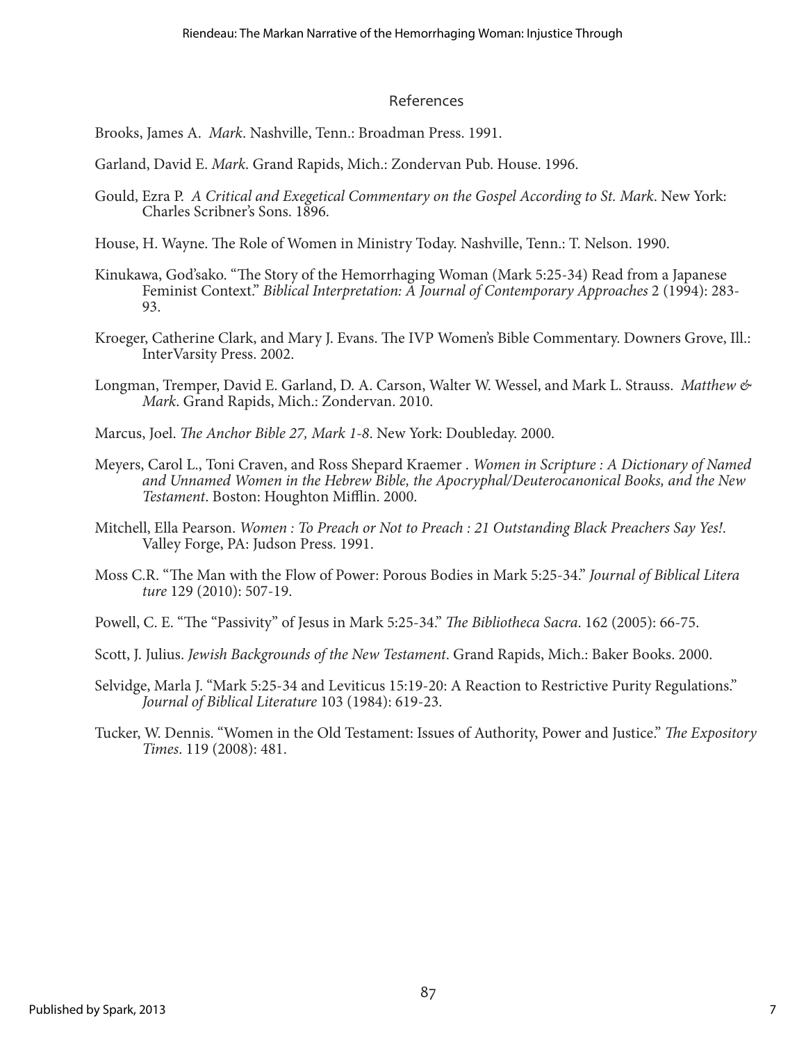## References

Brooks, James A. *Mark*. Nashville, Tenn.: Broadman Press. 1991.

Garland, David E. *Mark*. Grand Rapids, Mich.: Zondervan Pub. House. 1996.

Gould, Ezra P. *A Critical and Exegetical Commentary on the Gospel According to St. Mark*. New York: Charles Scribner's Sons. 1896.

House, H. Wayne. The Role of Women in Ministry Today. Nashville, Tenn.: T. Nelson. 1990.

Kinukawa, God'sako. "The Story of the Hemorrhaging Woman (Mark 5:25-34) Read from a Japanese Feminist Context." *Biblical Interpretation: A Journal of Contemporary Approaches* 2 (1994): 283-93.

Kroeger, Catherine Clark, and Mary J. Evans. The IVP Women's Bible Commentary. Downers Grove, Ill.: InterVarsity Press. 2002.

Longman, Tremper, David E. Garland, D. A. Carson, Walter W. Wessel, and Mark L. Strauss. *Matthew & Mark*. Grand Rapids, Mich.: Zondervan. 2010.

Marcus, Joel. *The Anchor Bible 27, Mark 1-8*. New York: Doubleday. 2000.

Meyers, Carol L., Toni Craven, and Ross Shepard Kraemer . *Women in Scripture : A Dictionary of Named and Unnamed Women in the Hebrew Bible, the Apocryphal/Deuterocanonical Books, and the New Testament*. Boston: Houghton Mifflin. 2000.

Mitchell, Ella Pearson. *Women : To Preach or Not to Preach : 21 Outstanding Black Preachers Say Yes!*. Valley Forge, PA: Judson Press. 1991.

Moss C.R. "The Man with the Flow of Power: Porous Bodies in Mark 5:25-34." *Journal of Biblical Literature* 129 (2010): 507-19.

Powell, C. E. "The "Passivity" of Jesus in Mark 5:25-34." *The Bibliotheca Sacra*. 162 (2005): 66-75.

Scott, J. Julius. *Jewish Backgrounds of the New Testament*. Grand Rapids, Mich.: Baker Books. 2000.

Selvidge, Marla J. "Mark 5:25-34 and Leviticus 15:19-20: A Reaction to Restrictive Purity Regulations." *Journal of Biblical Literature* 103 (1984): 619-23.

Tucker, W. Dennis. "Women in the Old Testament: Issues of Authority, Power and Justice." *The Expository Times*. 119 (2008): 481.